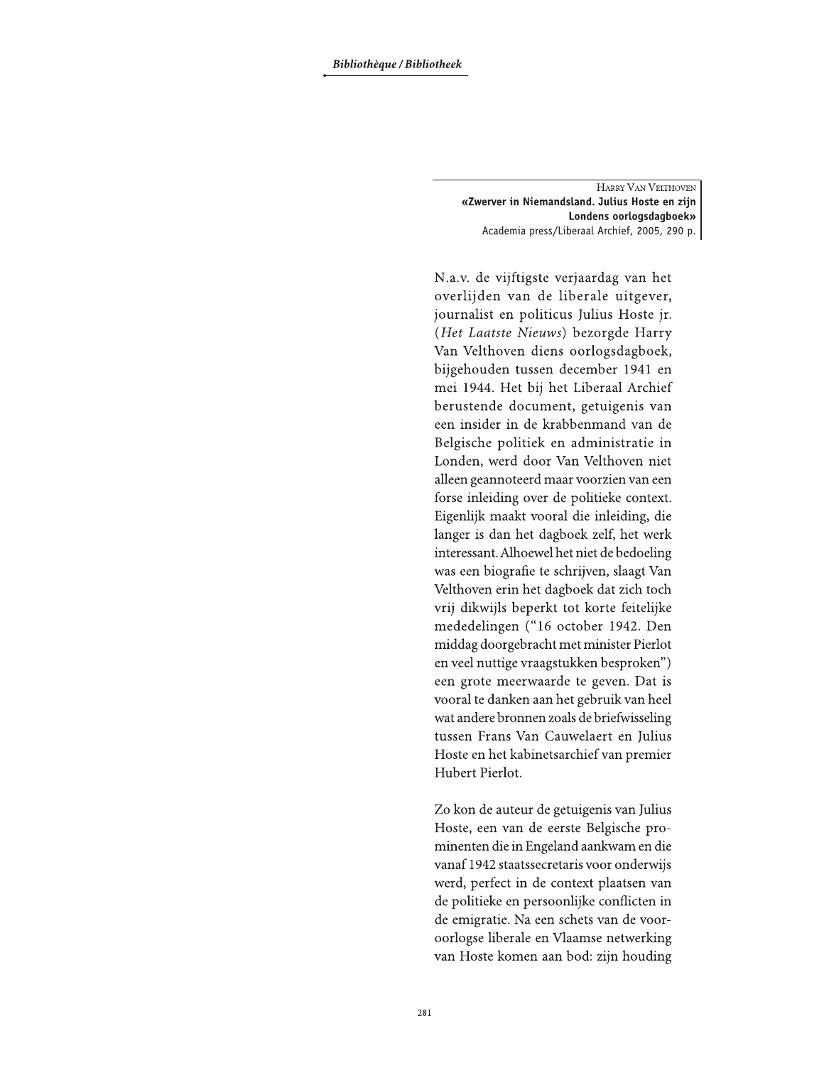HARRY VAN VELTHOVEN

**«Zwerver in Niemandsland. Julius Hoste en zijn Londens oorlogsdagboek»**

Academia press/Liberaal Archief, 2005, 290 p.

N.a.v. de vijftigste verjaardag van het overlijden van de liberale uitgever, journalist en politicus Julius Hoste jr. (*Het Laatste Nieuws*) bezorgde Harry Van Velthoven diens oorlogsdagboek, bijgehouden tussen december 1941 en mei 1944. Het bij het Liberaal Archief berustende document, getuigenis van een insider in de krabbenmand van de Belgische politiek en administratie in Londen, werd door Van Velthoven niet alleen geannoteerd maar voorzien van een forse inleiding over de politieke context. Eigenlijk maakt vooral die inleiding, die langer is dan het dagboek zelf, het werk interessant. Alhoewel het niet de bedoeling was een biografie te schrijven, slaagt Van Velthoven erin het dagboek dat zich toch vrij dikwijls beperkt tot korte feitelijke mededelingen ("16 october 1942. Den middag doorgebracht met minister Pierlot en veel nuttige vraagstukken besproken") een grote meerwaarde te geven. Dat is vooral te danken aan het gebruik van heel wat andere bronnen zoals de briefwisseling tussen Frans Van Cauwelaert en Julius Hoste en het kabinetsarchief van premier Hubert Pierlot.

Zo kon de auteur de getuigenis van Julius Hoste, een van de eerste Belgische prominenten die in Engeland aankwam en die vanaf 1942 staatssecretaris voor onderwijs werd, perfect in de context plaatsen van de politieke en persoonlijke conflicten in de emigratie. Na een schets van de vooroorlogse liberale en Vlaamse netwerking van Hoste komen aan bod: zijn houding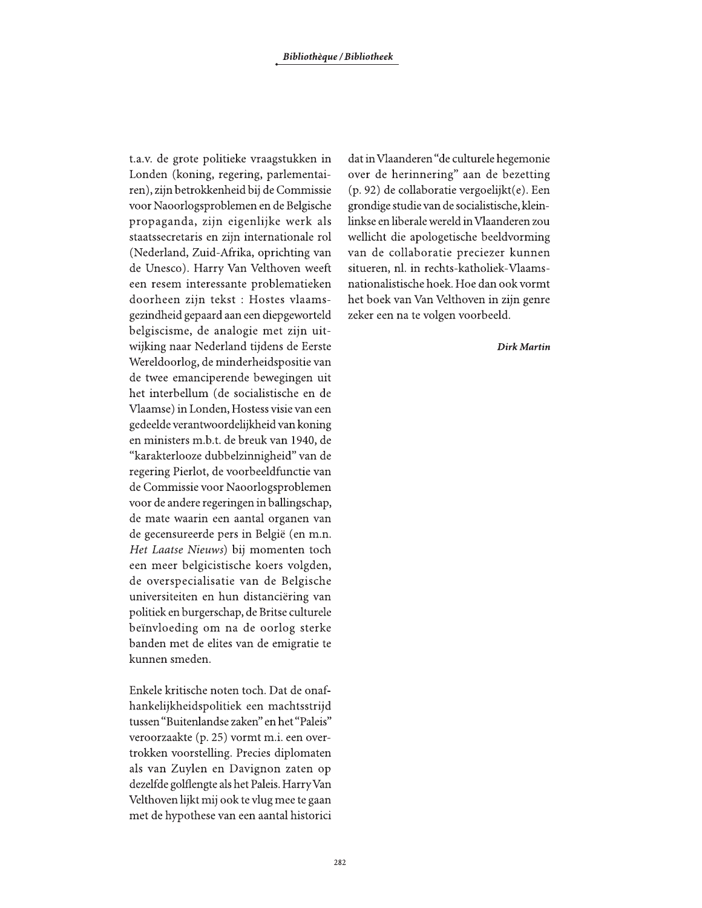t.a.v. de grote politieke vraagstukken in Londen (koning, regering, parlementairen), zijn betrokkenheid bij de Commissie voor Naoorlogsproblemen en de Belgische propaganda, zijn eigenlijke werk als staatssecretaris en zijn internationale rol (Nederland, Zuid-Afrika, oprichting van de Unesco). Harry Van Velthoven weeft een resem interessante problematieken doorheen zijn tekst : Hostes vlaamsgezindheid gepaard aan een diepgeworteld belgiscisme, de analogie met zijn uitwijking naar Nederland tijdens de Eerste Wereldoorlog, de minderheidspositie van de twee emanciperende bewegingen uit het interbellum (de socialistische en de Vlaamse) in Londen, Hostess visie van een gedeelde verantwoordelijkheid van koning en ministers m.b.t. de breuk van 1940, de "karakterlooze dubbelzinnigheid" van de regering Pierlot, de voorbeeldfunctie van de Commissie voor Naoorlogsproblemen voor de andere regeringen in ballingschap, de mate waarin een aantal organen van de gecensureerde pers in België (en m.n. *Het Laatse Nieuws*) bij momenten toch een meer belgicistische koers volgden, de overspecialisatie van de Belgische universiteiten en hun distanciëring van politiek en burgerschap, de Britse culturele beïnvloeding om na de oorlog sterke banden met de elites van de emigratie te kunnen smeden.

Enkele kritische noten toch. Dat de onafhankelijkheidspolitiek een machtsstrijd tussen "Buitenlandse zaken" en het "Paleis" veroorzaakte (p. 25) vormt m.i. een overtrokken voorstelling. Precies diplomaten als van Zuylen en Davignon zaten op dezelfde golflengte als het Paleis. Harry Van Velthoven lijkt mij ook te vlug mee te gaan met de hypothese van een aantal historici dat in Vlaanderen "de culturele hegemonie over de herinnering" aan de bezetting (p. 92) de collaboratie vergoelijkt(e). Een grondige studie van de socialistische, kleinlinkse en liberale wereld in Vlaanderen zou wellicht die apologetische beeldvorming van de collaboratie preciezer kunnen situeren, nl. in rechts-katholiek-Vlaamsnationalistische hoek. Hoe dan ook vormt het boek van Van Velthoven in zijn genre zeker een na te volgen voorbeeld.

***Dirk Martin***